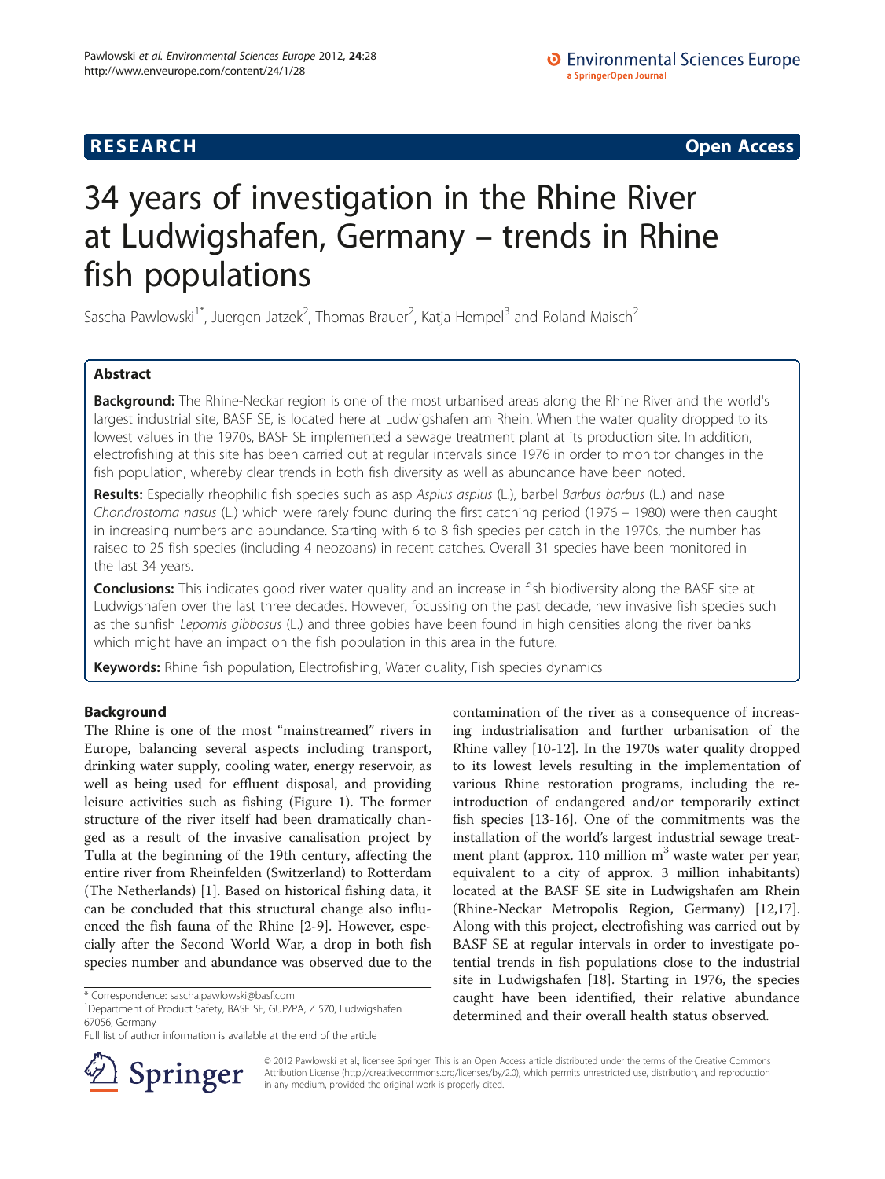RESEARCH Open Access

# 34 years of investigation in the Rhine River at Ludwigshafen, Germany – trends in Rhine fish populations

Sascha Pawlowski[1*], Juergen Jatzek[2], Thomas Brauer[2], Katja Hempel[3] and Roland Maisch[2]

## Abstract

**Background:** The Rhine-Neckar region is one of the most urbanised areas along the Rhine River and the world's largest industrial site, BASF SE, is located here at Ludwigshafen am Rhein. When the water quality dropped to its lowest values in the 1970s, BASF SE implemented a sewage treatment plant at its production site. In addition, electrofishing at this site has been carried out at regular intervals since 1976 in order to monitor changes in the fish population, whereby clear trends in both fish diversity as well as abundance have been noted.

**Results:** Especially rheophilic fish species such as asp *Aspius aspius* (L.), barbel *Barbus barbus* (L.) and nase *Chondrostoma nasus* (L.) which were rarely found during the first catching period (1976 – 1980) were then caught in increasing numbers and abundance. Starting with 6 to 8 fish species per catch in the 1970s, the number has raised to 25 fish species (including 4 neozoans) in recent catches. Overall 31 species have been monitored in the last 34 years.

**Conclusions:** This indicates good river water quality and an increase in fish biodiversity along the BASF site at Ludwigshafen over the last three decades. However, focussing on the past decade, new invasive fish species such as the sunfish *Lepomis gibbosus* (L.) and three gobies have been found in high densities along the river banks which might have an impact on the fish population in this area in the future.

**Keywords:** Rhine fish population, Electrofishing, Water quality, Fish species dynamics

## Background

The Rhine is one of the most "mainstreamed" rivers in Europe, balancing several aspects including transport, drinking water supply, cooling water, energy reservoir, as well as being used for effluent disposal, and providing leisure activities such as fishing (Figure 1). The former structure of the river itself had been dramatically changed as a result of the invasive canalisation project by Tulla at the beginning of the 19th century, affecting the entire river from Rheinfelden (Switzerland) to Rotterdam (The Netherlands) [1]. Based on historical fishing data, it can be concluded that this structural change also influenced the fish fauna of the Rhine [2-9]. However, especially after the Second World War, a drop in both fish species number and abundance was observed due to the contamination of the river as a consequence of increasing industrialisation and further urbanisation of the Rhine valley [10-12]. In the 1970s water quality dropped to its lowest levels resulting in the implementation of various Rhine restoration programs, including the reintroduction of endangered and/or temporarily extinct fish species [13-16]. One of the commitments was the installation of the world's largest industrial sewage treatment plant (approx. 110 million $m^3$ waste water per year, equivalent to a city of approx. 3 million inhabitants) located at the BASF SE site in Ludwigshafen am Rhein (Rhine-Neckar Metropolis Region, Germany) [12,17]. Along with this project, electrofishing was carried out by BASF SE at regular intervals in order to investigate potential trends in fish populations close to the industrial site in Ludwigshafen [18]. Starting in 1976, the species caught have been identified, their relative abundance determined and their overall health status observed.

\* Correspondence: sascha.pawlowski@basf.com

[1]Department of Product Safety, BASF SE, GUP/PA, Z 570, Ludwigshafen 67056, Germany

Full list of author information is available at the end of the article

© 2012 Pawlowski et al.; licensee Springer. This is an Open Access article distributed under the terms of the Creative Commons Attribution License (http://creativecommons.org/licenses/by/2.0), which permits unrestricted use, distribution, and reproduction in any medium, provided the original work is properly cited.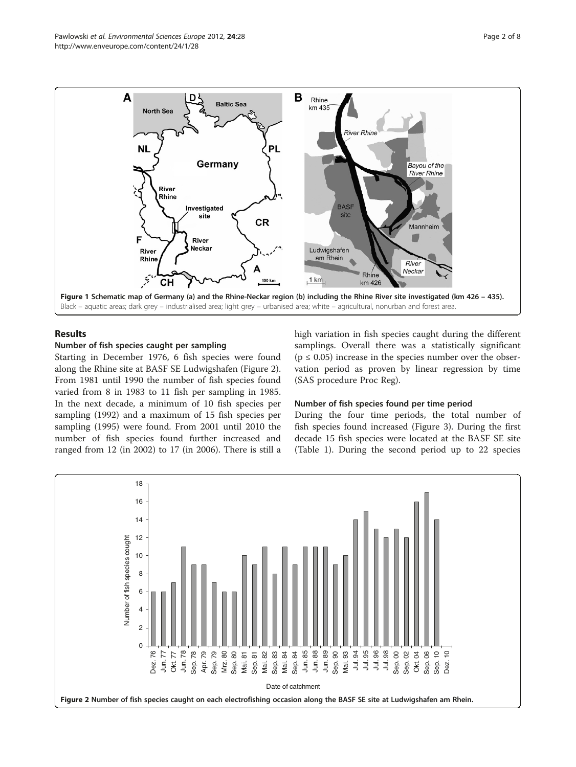Figure 1 Schematic map of Germany (a) and the Rhine-Neckar region (b) including the Rhine River site investigated (km 426 – 435). Black – aquatic areas; dark grey – industrialised area; light grey – urbanised area; white – agricultural, nonurban and forest area.

## Results

### Number of fish species caught per sampling

Starting in December 1976, 6 fish species were found along the Rhine site at BASF SE Ludwigshafen (Figure 2). From 1981 until 1990 the number of fish species found varied from 8 in 1983 to 11 fish per sampling in 1985. In the next decade, a minimum of 10 fish species per sampling (1992) and a maximum of 15 fish species per sampling (1995) were found. From 2001 until 2010 the number of fish species found further increased and ranged from 12 (in 2002) to 17 (in 2006). There is still a high variation in fish species caught during the different samplings. Overall there was a statistically significant ($p \leq 0.05$) increase in the species number over the observation period as proven by linear regression by time (SAS procedure Proc Reg).

### Number of fish species found per time period

During the four time periods, the total number of fish species found increased (Figure 3). During the first decade 15 fish species were located at the BASF SE site (Table 1). During the second period up to 22 species

Figure 2 Number of fish species caught on each electrofishing occasion along the BASF SE site at Ludwigshafen am Rhein.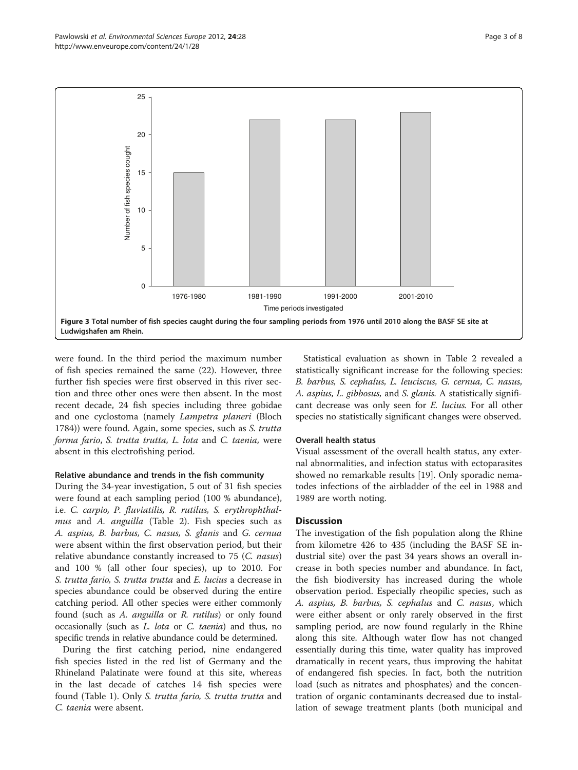Figure 3 Total number of fish species caught during the four sampling periods from 1976 until 2010 along the BASF SE site at Ludwigshafen am Rhein.

were found. In the third period the maximum number of fish species remained the same (22). However, three further fish species were first observed in this river section and three other ones were then absent. In the most recent decade, 24 fish species including three gobidae and one cyclostoma (namely *Lampetra planeri* (Bloch 1784)) were found. Again, some species, such as *S. trutta forma fario*, *S. trutta trutta*, *L. lota* and *C. taenia*, were absent in this electrofishing period.

#### Relative abundance and trends in the fish community

During the 34-year investigation, 5 out of 31 fish species were found at each sampling period (100 % abundance), i.e. *C. carpio*, *P. fluviatilis*, *R. rutilus*, *S. erythrophthalmus* and *A. anguilla* (Table 2). Fish species such as *A. aspius*, *B. barbus*, *C. nasus*, *S. glanis* and *G. cernua* were absent within the first observation period, but their relative abundance constantly increased to 75 (*C. nasus*) and 100 % (all other four species), up to 2010. For *S. trutta fario*, *S. trutta trutta* and *E. lucius* a decrease in species abundance could be observed during the entire catching period. All other species were either commonly found (such as *A. anguilla* or *R. rutilus*) or only found occasionally (such as *L. lota* or *C. taenia*) and thus, no specific trends in relative abundance could be determined.

During the first catching period, nine endangered fish species listed in the red list of Germany and the Rhineland Palatinate were found at this site, whereas in the last decade of catches 14 fish species were found (Table 1). Only *S. trutta fario*, *S. trutta trutta* and *C. taenia* were absent.

Statistical evaluation as shown in Table 2 revealed a statistically significant increase for the following species: *B. barbus*, *S. cephalus*, *L. leuciscus*, *G. cernua*, *C. nasus*, *A. aspius*, *L. gibbosus*, and *S. glanis*. A statistically significant decrease was only seen for *E. lucius*. For all other species no statistically significant changes were observed.

#### Overall health status

Visual assessment of the overall health status, any external abnormalities, and infection status with ectoparasites showed no remarkable results [19]. Only sporadic nematodes infections of the airbladder of the eel in 1988 and 1989 are worth noting.

## Discussion

The investigation of the fish population along the Rhine from kilometre 426 to 435 (including the BASF SE industrial site) over the past 34 years shows an overall increase in both species number and abundance. In fact, the fish biodiversity has increased during the whole observation period. Especially rheopilic species, such as *A. aspius*, *B. barbus*, *S. cephalus* and *C. nasus*, which were either absent or only rarely observed in the first sampling period, are now found regularly in the Rhine along this site. Although water flow has not changed essentially during this time, water quality has improved dramatically in recent years, thus improving the habitat of endangered fish species. In fact, both the nutrition load (such as nitrates and phosphates) and the concentration of organic contaminants decreased due to installation of sewage treatment plants (both municipal and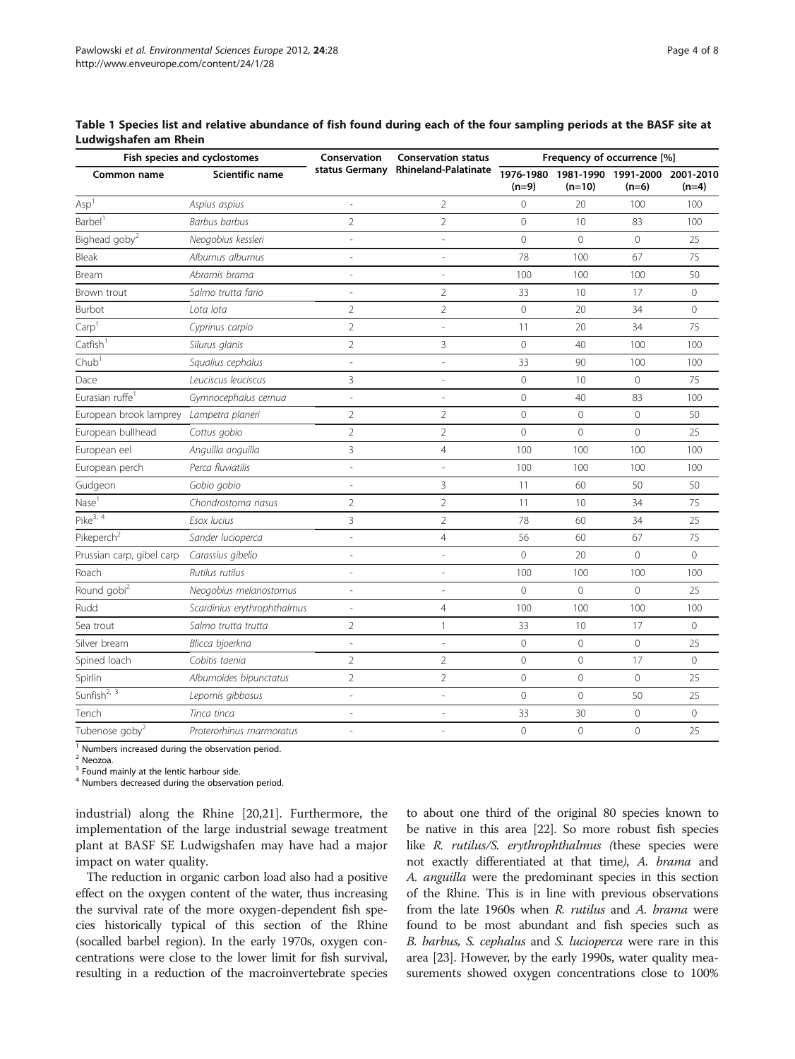**Table 1 Species list and relative abundance of fish found during each of the four sampling periods at the BASF site at Ludwigshafen am Rhein**

| Fish species and cyclostomes | | Conservation status Germany | Conservation status Rhineland-Palatinate | Frequency of occurrence [%] | | | |
|---|---|---|---|---|---|---|---|
| Common name | Scientific name | | | 1976-1980 (n=9) | 1981-1990 (n=10) | 1991-2000 (n=6) | 2001-2010 (n=4) |
| Asp[1] | *Aspius aspius* | - | 2 | 0 | 20 | 100 | 100 |
| Barbel[1] | *Barbus barbus* | 2 | 2 | 0 | 10 | 83 | 100 |
| Bighead goby[2] | *Neogobius kessleri* | - | - | 0 | 0 | 0 | 25 |
| Bleak | *Alburnus alburnus* | - | - | 78 | 100 | 67 | 75 |
| Bream | *Abramis brama* | - | - | 100 | 100 | 100 | 50 |
| Brown trout | *Salmo trutta fario* | - | 2 | 33 | 10 | 17 | 0 |
| Burbot | *Lota lota* | 2 | 2 | 0 | 20 | 34 | 0 |
| Carp[1] | *Cyprinus carpio* | 2 | - | 11 | 20 | 34 | 75 |
| Catfish[1] | *Silurus glanis* | 2 | 3 | 0 | 40 | 100 | 100 |
| Chub[1] | *Squalius cephalus* | - | - | 33 | 90 | 100 | 100 |
| Dace | *Leuciscus leuciscus* | 3 | - | 0 | 10 | 0 | 75 |
| Eurasian ruffe[1] | *Gymnocephalus cernua* | - | - | 0 | 40 | 83 | 100 |
| European brook lamprey | *Lampetra planeri* | 2 | 2 | 0 | 0 | 0 | 50 |
| European bullhead | *Cottus gobio* | 2 | 2 | 0 | 0 | 0 | 25 |
| European eel | *Anguilla anguilla* | 3 | 4 | 100 | 100 | 100 | 100 |
| European perch | *Perca fluviatilis* | - | - | 100 | 100 | 100 | 100 |
| Gudgeon | *Gobio gobio* | - | 3 | 11 | 60 | 50 | 50 |
| Nase[1] | *Chondrostoma nasus* | 2 | 2 | 11 | 10 | 34 | 75 |
| Pike[3, 4] | *Esox lucius* | 3 | 2 | 78 | 60 | 34 | 25 |
| Pikeperch[2] | *Sander lucioperca* | - | 4 | 56 | 60 | 67 | 75 |
| Prussian carp, gibel carp | *Carassius gibelio* | - | - | 0 | 20 | 0 | 0 |
| Roach | *Rutilus rutilus* | - | - | 100 | 100 | 100 | 100 |
| Round gobi[2] | *Neogobius melanostomus* | - | - | 0 | 0 | 0 | 25 |
| Rudd | *Scardinius erythrophthalmus* | - | 4 | 100 | 100 | 100 | 100 |
| Sea trout | *Salmo trutta trutta* | 2 | 1 | 33 | 10 | 17 | 0 |
| Silver bream | *Blicca bjoerkna* | - | - | 0 | 0 | 0 | 25 |
| Spined loach | *Cobitis taenia* | 2 | 2 | 0 | 0 | 17 | 0 |
| Spirlin | *Alburnoides bipunctatus* | 2 | 2 | 0 | 0 | 0 | 25 |
| Sunfish[2, 3] | *Lepomis gibbosus* | - | - | 0 | 0 | 50 | 25 |
| Tench | *Tinca tinca* | - | - | 33 | 30 | 0 | 0 |
| Tubenose goby[2] | *Proterorhinus marmoratus* | - | - | 0 | 0 | 0 | 25 |

[1] Numbers increased during the observation period.
[2] Neozoa.
[3] Found mainly at the lentic harbour side.
[4] Numbers decreased during the observation period.

industrial) along the Rhine [20,21]. Furthermore, the implementation of the large industrial sewage treatment plant at BASF SE Ludwigshafen may have had a major impact on water quality.

The reduction in organic carbon load also had a positive effect on the oxygen content of the water, thus increasing the survival rate of the more oxygen-dependent fish species historically typical of this section of the Rhine (socalled barbel region). In the early 1970s, oxygen concentrations were close to the lower limit for fish survival, resulting in a reduction of the macroinvertebrate species to about one third of the original 80 species known to be native in this area [22]. So more robust fish species like *R. rutilus/S. erythrophthalmus (*these species were not exactly differentiated at that time*), A. brama* and *A. anguilla* were the predominant species in this section of the Rhine. This is in line with previous observations from the late 1960s when *R. rutilus* and *A. brama* were found to be most abundant and fish species such as *B. barbus, S. cephalus* and *S. lucioperca* were rare in this area [23]. However, by the early 1990s, water quality measurements showed oxygen concentrations close to 100%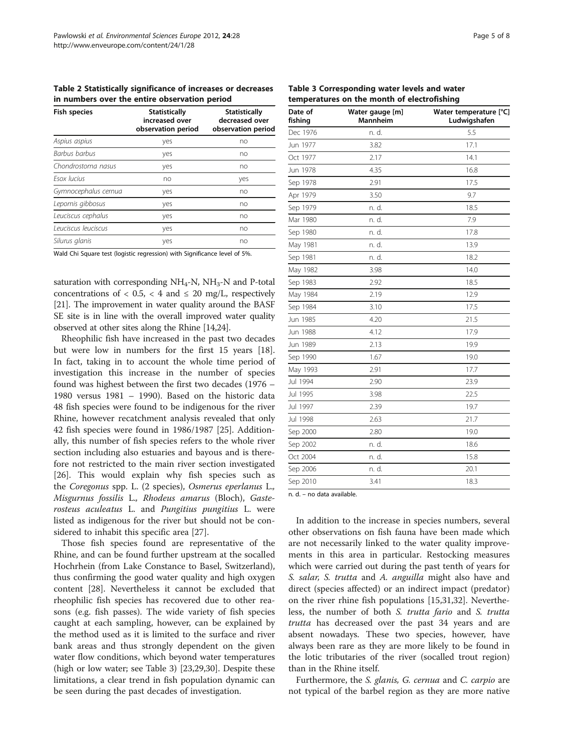**Table 2 Statistically significance of increases or decreases in numbers over the entire observation period**

| Fish species | Statistically increased over observation period | Statistically decreased over observation period |
|---|---|---|
| *Aspius aspius* | yes | no |
| *Barbus barbus* | yes | no |
| *Chondrostoma nasus* | yes | no |
| *Esox lucius* | no | yes |
| *Gymnocephalus cernua* | yes | no |
| *Lepomis gibbosus* | yes | no |
| *Leuciscus cephalus* | yes | no |
| *Leuciscus leuciscus* | yes | no |
| *Silurus glanis* | yes | no |

Wald Chi Square test (logistic regression) with Significance level of 5%.

saturation with corresponding $NH_4$-N, $NH_3$-N and P-total concentrations of $< 0.5$, $< 4$ and $\leq 20$ mg/L, respectively [21]. The improvement in water quality around the BASF SE site is in line with the overall improved water quality observed at other sites along the Rhine [14,24].

Rheophilic fish have increased in the past two decades but were low in numbers for the first 15 years [18]. In fact, taking in to account the whole time period of investigation this increase in the number of species found was highest between the first two decades (1976 – 1980 versus 1981 – 1990). Based on the historic data 48 fish species were found to be indigenous for the river Rhine, however recatchment analysis revealed that only 42 fish species were found in 1986/1987 [25]. Additionally, this number of fish species refers to the whole river section including also estuaries and bayous and is therefore not restricted to the main river section investigated [26]. This would explain why fish species such as the *Coregonus* spp. L. (2 species), *Osmerus eperlanus* L., *Misgurnus fossilis* L., *Rhodeus amarus* (Bloch), *Gasterosteus aculeatus* L. and *Pungitius pungitius* L. were listed as indigenous for the river but should not be considered to inhabit this specific area [27].

Those fish species found are representative of the Rhine, and can be found further upstream at the socalled Hochrhein (from Lake Constance to Basel, Switzerland), thus confirming the good water quality and high oxygen content [28]. Nevertheless it cannot be excluded that rheophilic fish species has recovered due to other reasons (e.g. fish passes). The wide variety of fish species caught at each sampling, however, can be explained by the method used as it is limited to the surface and river bank areas and thus strongly dependent on the given water flow conditions, which beyond water temperatures (high or low water; see Table 3) [23,29,30]. Despite these limitations, a clear trend in fish population dynamic can be seen during the past decades of investigation.

**Table 3 Corresponding water levels and water temperatures on the month of electrofishing**

| Date of fishing | Water gauge [m] Mannheim | Water temperature [°C] Ludwigshafen |
|---|---|---|
| Dec 1976 | n. d. | 5.5 |
| Jun 1977 | 3.82 | 17.1 |
| Oct 1977 | 2.17 | 14.1 |
| Jun 1978 | 4.35 | 16.8 |
| Sep 1978 | 2.91 | 17.5 |
| Apr 1979 | 3.50 | 9.7 |
| Sep 1979 | n. d. | 18.5 |
| Mar 1980 | n. d. | 7.9 |
| Sep 1980 | n. d. | 17.8 |
| May 1981 | n. d. | 13.9 |
| Sep 1981 | n. d. | 18.2 |
| May 1982 | 3.98 | 14.0 |
| Sep 1983 | 2.92 | 18.5 |
| May 1984 | 2.19 | 12.9 |
| Sep 1984 | 3.10 | 17.5 |
| Jun 1985 | 4.20 | 21.5 |
| Jun 1988 | 4.12 | 17.9 |
| Jun 1989 | 2.13 | 19.9 |
| Sep 1990 | 1.67 | 19.0 |
| May 1993 | 2.91 | 17.7 |
| Jul 1994 | 2.90 | 23.9 |
| Jul 1995 | 3.98 | 22.5 |
| Jul 1997 | 2.39 | 19.7 |
| Jul 1998 | 2.63 | 21.7 |
| Sep 2000 | 2.80 | 19.0 |
| Sep 2002 | n. d. | 18.6 |
| Oct 2004 | n. d. | 15.8 |
| Sep 2006 | n. d. | 20.1 |
| Sep 2010 | 3.41 | 18.3 |

n. d. – no data available.

In addition to the increase in species numbers, several other observations on fish fauna have been made which are not necessarily linked to the water quality improvements in this area in particular. Restocking measures which were carried out during the past tenth of years for *S. salar*, *S. trutta* and *A. anguilla* might also have and direct (species affected) or an indirect impact (predator) on the river rhine fish populations [15,31,32]. Nevertheless, the number of both *S. trutta fario* and *S. trutta trutta* has decreased over the past 34 years and are absent nowadays. These two species, however, have always been rare as they are more likely to be found in the lotic tributaries of the river (socalled trout region) than in the Rhine itself.

Furthermore, the *S. glanis, G. cernua* and *C. carpio* are not typical of the barbel region as they are more native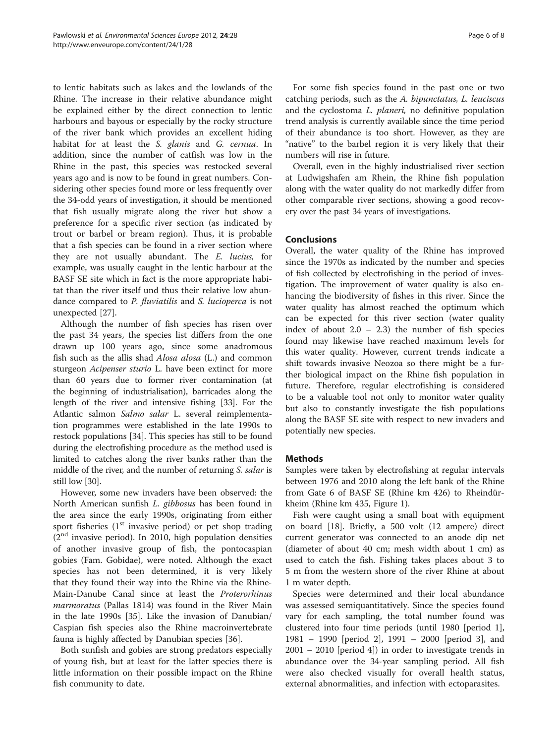to lentic habitats such as lakes and the lowlands of the Rhine. The increase in their relative abundance might be explained either by the direct connection to lentic harbours and bayous or especially by the rocky structure of the river bank which provides an excellent hiding habitat for at least the *S. glanis* and *G. cernua*. In addition, since the number of catfish was low in the Rhine in the past, this species was restocked several years ago and is now to be found in great numbers. Considering other species found more or less frequently over the 34-odd years of investigation, it should be mentioned that fish usually migrate along the river but show a preference for a specific river section (as indicated by trout or barbel or bream region). Thus, it is probable that a fish species can be found in a river section where they are not usually abundant. The *E. lucius,* for example, was usually caught in the lentic harbour at the BASF SE site which in fact is the more appropriate habitat than the river itself und thus their relative low abundance compared to *P. fluviatilis* and *S. lucioperca* is not unexpected [27].

Although the number of fish species has risen over the past 34 years, the species list differs from the one drawn up 100 years ago, since some anadromous fish such as the allis shad *Alosa alosa* (L.) and common sturgeon *Acipenser sturio* L. have been extinct for more than 60 years due to former river contamination (at the beginning of industrialisation), barricades along the length of the river and intensive fishing [33]. For the Atlantic salmon *Salmo salar* L. several reimplementation programmes were established in the late 1990s to restock populations [34]. This species has still to be found during the electrofishing procedure as the method used is limited to catches along the river banks rather than the middle of the river, and the number of returning *S. salar* is still low [30].

However, some new invaders have been observed: the North American sunfish *L. gibbosus* has been found in the area since the early 1990s, originating from either sport fisheries (1st invasive period) or pet shop trading (2nd invasive period). In 2010, high population densities of another invasive group of fish, the pontocaspian gobies (Fam. Gobidae), were noted. Although the exact species has not been determined, it is very likely that they found their way into the Rhine via the Rhine-Main-Danube Canal since at least the *Proterorhinus marmoratus* (Pallas 1814) was found in the River Main in the late 1990s [35]. Like the invasion of Danubian/Caspian fish species also the Rhine macroinvertebrate fauna is highly affected by Danubian species [36].

Both sunfish and gobies are strong predators especially of young fish, but at least for the latter species there is little information on their possible impact on the Rhine fish community to date.

For some fish species found in the past one or two catching periods, such as the *A. bipunctatus, L. leuciscus* and the cyclostoma *L. planeri,* no definitive population trend analysis is currently available since the time period of their abundance is too short. However, as they are "native" to the barbel region it is very likely that their numbers will rise in future.

Overall, even in the highly industrialised river section at Ludwigshafen am Rhein, the Rhine fish population along with the water quality do not markedly differ from other comparable river sections, showing a good recovery over the past 34 years of investigations.

## Conclusions

Overall, the water quality of the Rhine has improved since the 1970s as indicated by the number and species of fish collected by electrofishing in the period of investigation. The improvement of water quality is also enhancing the biodiversity of fishes in this river. Since the water quality has almost reached the optimum which can be expected for this river section (water quality index of about 2.0 – 2.3) the number of fish species found may likewise have reached maximum levels for this water quality. However, current trends indicate a shift towards invasive Neozoa so there might be a further biological impact on the Rhine fish population in future. Therefore, regular electrofishing is considered to be a valuable tool not only to monitor water quality but also to constantly investigate the fish populations along the BASF SE site with respect to new invaders and potentially new species.

## Methods

Samples were taken by electrofishing at regular intervals between 1976 and 2010 along the left bank of the Rhine from Gate 6 of BASF SE (Rhine km 426) to Rheindürkheim (Rhine km 435, Figure 1).

Fish were caught using a small boat with equipment on board [18]. Briefly, a 500 volt (12 ampere) direct current generator was connected to an anode dip net (diameter of about 40 cm; mesh width about 1 cm) as used to catch the fish. Fishing takes places about 3 to 5 m from the western shore of the river Rhine at about 1 m water depth.

Species were determined and their local abundance was assessed semiquantitatively. Since the species found vary for each sampling, the total number found was clustered into four time periods (until 1980 [period 1], 1981 – 1990 [period 2], 1991 – 2000 [period 3], and 2001 – 2010 [period 4]) in order to investigate trends in abundance over the 34-year sampling period. All fish were also checked visually for overall health status, external abnormalities, and infection with ectoparasites.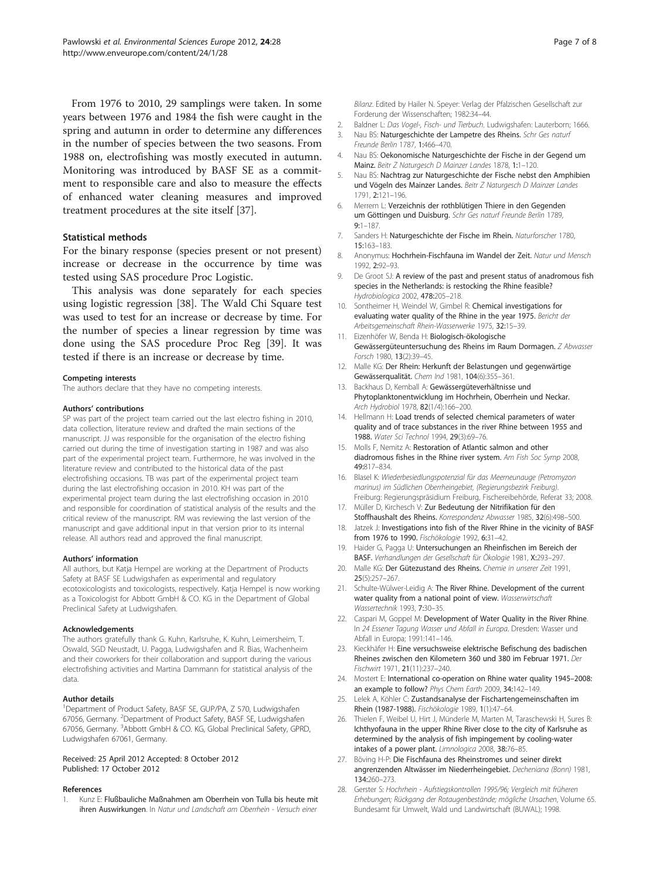From 1976 to 2010, 29 samplings were taken. In some years between 1976 and 1984 the fish were caught in the spring and autumn in order to determine any differences in the number of species between the two seasons. From 1988 on, electrofishing was mostly executed in autumn. Monitoring was introduced by BASF SE as a commitment to responsible care and also to measure the effects of enhanced water cleaning measures and improved treatment procedures at the site itself [37].

### Statistical methods

For the binary response (species present or not present) increase or decrease in the occurrence by time was tested using SAS procedure Proc Logistic.

This analysis was done separately for each species using logistic regression [38]. The Wald Chi Square test was used to test for an increase or decrease by time. For the number of species a linear regression by time was done using the SAS procedure Proc Reg [39]. It was tested if there is an increase or decrease by time.

#### Competing interests

The authors declare that they have no competing interests.

#### Authors' contributions

SP was part of the project team carried out the last electro fishing in 2010, data collection, literature review and drafted the main sections of the manuscript. JJ was responsible for the organisation of the electro fishing carried out during the time of investigation starting in 1987 and was also part of the experimental project team. Furthermore, he was involved in the literature review and contributed to the historical data of the past electrofishing occasions. TB was part of the experimental project team during the last electrofishing occasion in 2010. KH was part of the experimental project team during the last electrofishing occasion in 2010 and responsible for coordination of statistical analysis of the results and the critical review of the manuscript. RM was reviewing the last version of the manuscript and gave additional input in that version prior to its internal release. All authors read and approved the final manuscript.

#### Authors' information

All authors, but Katja Hempel are working at the Department of Products Safety at BASF SE Ludwigshafen as experimental and regulatory ecotoxicologists and toxicologists, respectively. Katja Hempel is now working as a Toxicologist for Abbott GmbH & CO. KG in the Department of Global Preclinical Safety at Ludwigshafen.

#### Acknowledgements

The authors gratefully thank G. Kuhn, Karlsruhe, K. Kuhn, Leimersheim, T. Oswald, SGD Neustadt, U. Pagga, Ludwigshafen and R. Bias, Wachenheim and their coworkers for their collaboration and support during the various electrofishing activities and Martina Dammann for statistical analysis of the data.

#### Author details

[1]Department of Product Safety, BASF SE, GUP/PA, Z 570, Ludwigshafen 67056, Germany. [2]Department of Product Safety, BASF SE, Ludwigshafen 67056, Germany. [3]Abbott GmbH & CO. KG, Global Preclinical Safety, GPRD, Ludwigshafen 67061, Germany.

Received: 25 April 2012 Accepted: 8 October 2012
Published: 17 October 2012

#### References

1. Kunz E: **Flußbauliche Maßnahmen am Oberrhein von Tulla bis heute mit ihren Auswirkungen**. In *Natur und Landschaft am Oberrhein - Versuch einer Bilanz*. Edited by Hailer N. Speyer: Verlag der Pfalzischen Gesellschaft zur Forderung der Wissenschaften; 1982:34–44.
2. Baldner L: *Das Vogel-, Fisch- und Tierbuch*. Ludwigshafen: Lauterborn; 1666.
3. Nau BS: **Naturgeschichte der Lampetre des Rheins.** *Schr Ges naturf Freunde Berlin* 1787, **1**:466–470.
4. Nau BS: **Oekonomische Naturgeschichte der Fische in der Gegend um Mainz.** *Beitr Z Naturgesch D Mainzer Landes* 1878, **1**:1–120.
5. Nau BS: **Nachtrag zur Naturgeschichte der Fische nebst den Amphibien und Vögeln des Mainzer Landes.** *Beitr Z Naturgesch D Mainzer Landes* 1791, **2**:121–196.
6. Merrem L: **Verzeichnis der rothblütigen Thiere in den Gegenden um Göttingen und Duisburg.** *Schr Ges naturf Freunde Berlin* 1789, **9**:1–187.
7. Sanders H: **Naturgeschichte der Fische im Rhein.** *Naturforscher* 1780, **15**:163–183.
8. Anonymus: **Hochrhein-Fischfauna im Wandel der Zeit.** *Natur und Mensch* 1992, **2**:92–93.
9. De Groot SJ: **A review of the past and present status of anadromous fish species in the Netherlands: is restocking the Rhine feasible?** *Hydrobiologica* 2002, **478**:205–218.
10. Sontheimer H, Weindel W, Gimbel R: **Chemical investigations for evaluating water quality of the Rhine in the year 1975.** *Bericht der Arbeitsgemeinschaft Rhein-Wasserwerke* 1975, **32**:15–39.
11. Eizenhöfer W, Benda H: **Biologisch-ökologische Gewässergüteuntersuchung des Rheins im Raum Dormagen.** *Z Abwasser Forsch* 1980, **13**(2):39–45.
12. Malle KG: **Der Rhein: Herkunft der Belastungen und gegenwärtige Gewässerqualität.** *Chem Ind* 1981, **104**(6):355–361.
13. Backhaus D, Kemball A: **Gewässergüteverhältnisse und Phytoplanktonentwicklung im Hochrhein, Oberrhein und Neckar.** *Arch Hydrobiol* 1978, **82**(1/4):166–200.
14. Hellmann H: **Load trends of selected chemical parameters of water quality and of trace substances in the river Rhine between 1955 and 1988.** *Water Sci Technol* 1994, **29**(3):69–76.
15. Molls F, Nemitz A: **Restoration of Atlantic salmon and other diadromous fishes in the Rhine river system.** *Am Fish Soc Symp* 2008, **49**:817–834.
16. Blasel K: *Wiederbesiedlungspotenzial für das Meerneunauge (Petromyzon marinus) im Südlichen Oberrheingebiet, (Regierungsbezirk Freiburg)*. Freiburg: Regierungspräsidium Freiburg, Fischereibehörde, Referat 33; 2008.
17. Müller D, Kirchesch V: **Zur Bedeutung der Nitrifikation für den Stoffhaushalt des Rheins.** *Korrespondenz Abwasser* 1985, **32**(6):498–500.
18. Jatzek J: **Investigations into fish of the River Rhine in the vicinity of BASF from 1976 to 1990.** *Fischökologie* 1992, **6**:31–42.
19. Haider G, Pagga U: **Untersuchungen an Rheinfischen im Bereich der BASF.** *Verhandlungen der Gesellschaft für Ökologie* 1981, **X**:293–297.
20. Malle KG: **Der Gütezustand des Rheins.** *Chemie in unserer Zeit* 1991, **25**(5):257–267.
21. Schulte-Wülwer-Leidig A: **The River Rhine. Development of the current water quality from a national point of view.** *Wasserwirtschaft Wassertechnik* 1993, **7**:30–35.
22. Caspari M, Goppel M: **Development of Water Quality in the River Rhine.** In *24 Essener Tagung Wasser und Abfall in Europa*. Dresden: Wasser und Abfall in Europa; 1991:141–146.
23. Kieckhäfer H: **Eine versuchsweise elektrische Befischung des badischen Rheines zwischen den Kilometern 360 und 380 im Februar 1971.** *Der Fischwirt* 1971, **21**(11):237–240.
24. Mostert E: **International co-operation on Rhine water quality 1945–2008: an example to follow?** *Phys Chem Earth* 2009, **34**:142–149.
25. Lelek A, Köhler C: **Zustandsanalyse der Fischartengemeinschaften im Rhein (1987-1988).** *Fischökologie* 1989, **1**(1):47–64.
26. Thielen F, Weibel U, Hirt J, Münderle M, Marten M, Taraschewski H, Sures B: **Ichthyofauna in the upper Rhine River close to the city of Karlsruhe as determined by the analysis of fish impingement by cooling-water intakes of a power plant.** *Limnologica* 2008, **38**:76–85.
27. Böving H-P: **Die Fischfauna des Rheinstromes und seiner direkt angrenzenden Altwässer im Niederrheingebiet.** *Decheniana (Bonn)* 1981, **134**:260–273.
28. Gerster S: *Hochrhein - Aufstiegskontrollen 1995/96; Vergleich mit früheren Erhebungen; Rückgang der Rotaugenbestände; mögliche Ursachen*, Volume 65. Bundesamt für Umwelt, Wald und Landwirtschaft (BUWAL); 1998.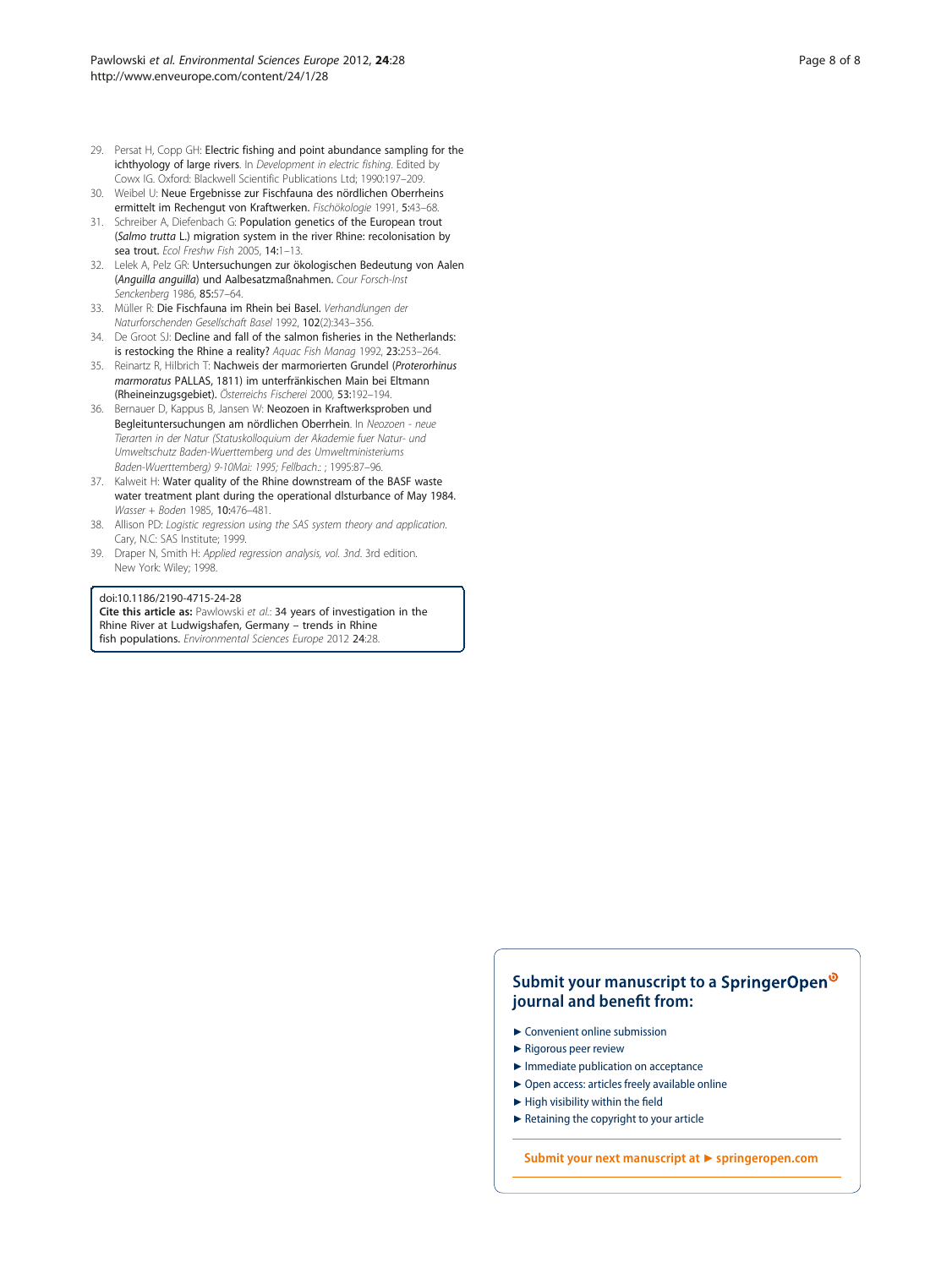29. Persat H, Copp GH: **Electric fishing and point abundance sampling for the ichthyology of large rivers**. In *Development in electric fishing*. Edited by Cowx IG. Oxford: Blackwell Scientific Publications Ltd; 1990:197–209.
30. Weibel U: **Neue Ergebnisse zur Fischfauna des nördlichen Oberrheins ermittelt im Rechengut von Kraftwerken.** *Fischökologie* 1991, **5:**43–68.
31. Schreiber A, Diefenbach G: **Population genetics of the European trout (*Salmo trutta* L.) migration system in the river Rhine: recolonisation by sea trout.** *Ecol Freshw Fish* 2005, **14:**1–13.
32. Lelek A, Pelz GR: **Untersuchungen zur ökologischen Bedeutung von Aalen (*Anguilla anguilla*) und Aalbesatzmaßnahmen.** *Cour Forsch-Inst Senckenberg* 1986, **85:**57–64.
33. Müller R: **Die Fischfauna im Rhein bei Basel.** *Verhandlungen der Naturforschenden Gesellschaft Basel* 1992, **102**(2):343–356.
34. De Groot SJ: **Decline and fall of the salmon fisheries in the Netherlands: is restocking the Rhine a reality?** *Aquac Fish Manag* 1992, **23:**253–264.
35. Reinartz R, Hilbrich T: **Nachweis der marmorierten Grundel (*Proterorhinus marmoratus* PALLAS, 1811) im unterfränkischen Main bei Eltmann (Rheineinzugsgebiet).** *Österreichs Fischerei* 2000, **53:**192–194.
36. Bernauer D, Kappus B, Jansen W: **Neozoen in Kraftwerksproben und Begleituntersuchungen am nördlichen Oberrhein**. In *Neozoen - neue Tierarten in der Natur (Statuskolloquium der Akademie fuer Natur- und Umweltschutz Baden-Wuerttemberg und des Umweltministeriums Baden-Wuerttemberg) 9-10Mai: 1995; Fellbach.:* ; 1995:87–96.
37. Kalweit H: **Water quality of the Rhine downstream of the BASF waste water treatment plant during the operational dIsturbance of May 1984.** *Wasser + Boden* 1985, **10:**476–481.
38. Allison PD: *Logistic regression using the SAS system theory and application.* Cary, N.C: SAS Institute; 1999.
39. Draper N, Smith H: *Applied regression analysis, vol. 3nd.* 3rd edition. New York: Wiley; 1998.

doi:10.1186/2190-4715-24-28
**Cite this article as:** Pawlowski *et al.*: 34 years of investigation in the Rhine River at Ludwigshafen, Germany – trends in Rhine fish populations. *Environmental Sciences Europe* 2012 **24**:28.

**Submit your manuscript to a SpringerOpen journal and benefit from:**

- ► Convenient online submission
- ► Rigorous peer review
- ► Immediate publication on acceptance
- ► Open access: articles freely available online
- ► High visibility within the field
- ► Retaining the copyright to your article

**Submit your next manuscript at ► springeropen.com**